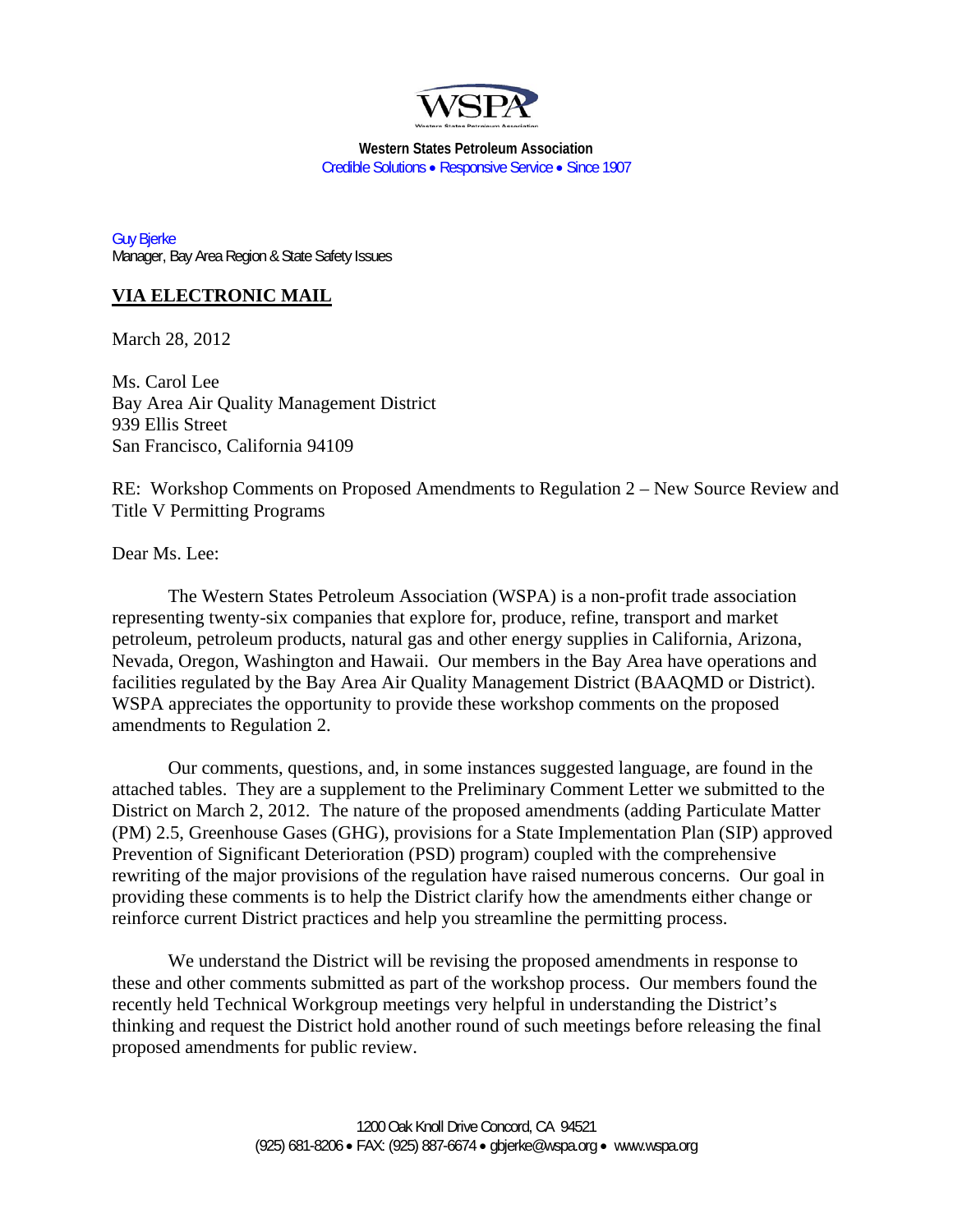**Western States Petroleum Association**
Credible Solutions • Responsive Service • Since 1907

Guy Bjerke
Manager, Bay Area Region & State Safety Issues

**VIA ELECTRONIC MAIL**

March 28, 2012

Ms. Carol Lee
Bay Area Air Quality Management District
939 Ellis Street
San Francisco, California 94109

RE: Workshop Comments on Proposed Amendments to Regulation 2 – New Source Review and Title V Permitting Programs

Dear Ms. Lee:

The Western States Petroleum Association (WSPA) is a non-profit trade association representing twenty-six companies that explore for, produce, refine, transport and market petroleum, petroleum products, natural gas and other energy supplies in California, Arizona, Nevada, Oregon, Washington and Hawaii. Our members in the Bay Area have operations and facilities regulated by the Bay Area Air Quality Management District (BAAQMD or District). WSPA appreciates the opportunity to provide these workshop comments on the proposed amendments to Regulation 2.

Our comments, questions, and, in some instances suggested language, are found in the attached tables. They are a supplement to the Preliminary Comment Letter we submitted to the District on March 2, 2012. The nature of the proposed amendments (adding Particulate Matter (PM) 2.5, Greenhouse Gases (GHG), provisions for a State Implementation Plan (SIP) approved Prevention of Significant Deterioration (PSD) program) coupled with the comprehensive rewriting of the major provisions of the regulation have raised numerous concerns. Our goal in providing these comments is to help the District clarify how the amendments either change or reinforce current District practices and help you streamline the permitting process.

We understand the District will be revising the proposed amendments in response to these and other comments submitted as part of the workshop process. Our members found the recently held Technical Workgroup meetings very helpful in understanding the District's thinking and request the District hold another round of such meetings before releasing the final proposed amendments for public review.

1200 Oak Knoll Drive Concord, CA 94521
(925) 681-8206 • FAX: (925) 887-6674 • gbjerke@wspa.org • www.wspa.org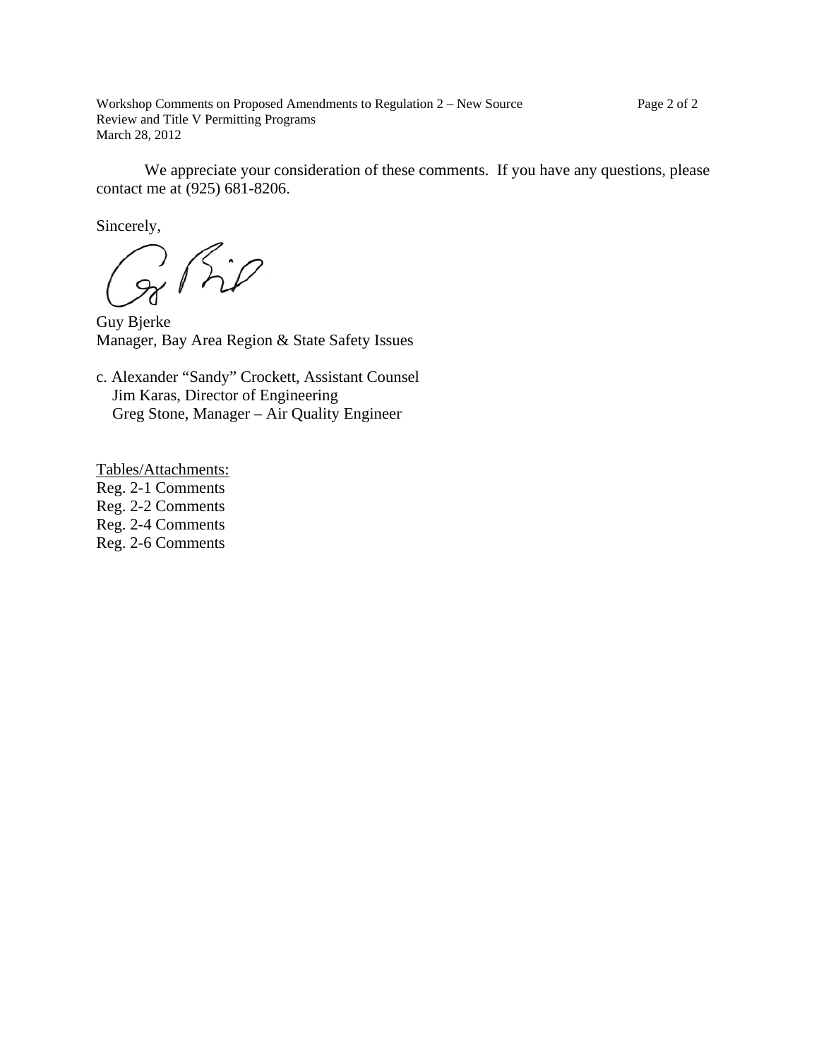We appreciate your consideration of these comments. If you have any questions, please contact me at (925) 681-8206.

Sincerely,

Guy Bjerke
Manager, Bay Area Region & State Safety Issues

c. Alexander "Sandy" Crockett, Assistant Counsel
Jim Karas, Director of Engineering
Greg Stone, Manager – Air Quality Engineer

Tables/Attachments:
Reg. 2-1 Comments
Reg. 2-2 Comments
Reg. 2-4 Comments
Reg. 2-6 Comments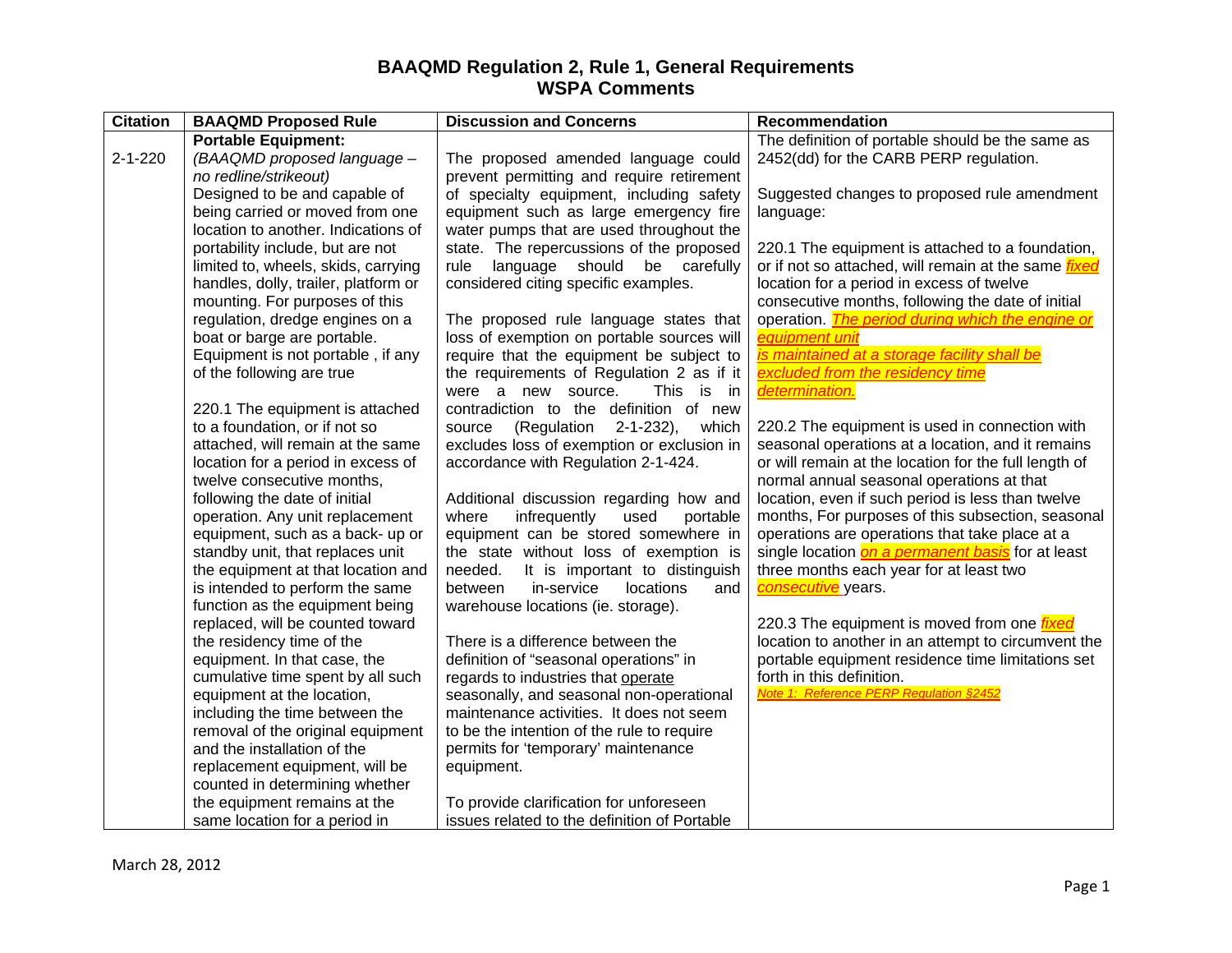# BAAQMD Regulation 2, Rule 1, General Requirements
## WSPA Comments

| Citation | BAAQMD Proposed Rule | Discussion and Concerns | Recommendation |
|---|---|---|---|
| 2-1-220 | **Portable Equipment:**<br>*(BAAQMD proposed language – no redline/strikeout)*<br>Designed to be and capable of being carried or moved from one location to another. Indications of portability include, but are not limited to, wheels, skids, carrying handles, dolly, trailer, platform or mounting. For purposes of this regulation, dredge engines on a boat or barge are portable. Equipment is not portable , if any of the following are true<br><br>220.1 The equipment is attached to a foundation, or if not so attached, will remain at the same location for a period in excess of twelve consecutive months, following the date of initial operation. Any unit replacement equipment, such as a back- up or standby unit, that replaces unit the equipment at that location and is intended to perform the same function as the equipment being replaced, will be counted toward the residency time of the equipment. In that case, the cumulative time spent by all such equipment at the location, including the time between the removal of the original equipment and the installation of the replacement equipment, will be counted in determining whether the equipment remains at the same location for a period in | The proposed amended language could prevent permitting and require retirement of specialty equipment, including safety equipment such as large emergency fire water pumps that are used throughout the state. The repercussions of the proposed rule language should be carefully considered citing specific examples.<br><br>The proposed rule language states that loss of exemption on portable sources will require that the equipment be subject to the requirements of Regulation 2 as if it were a new source. This is in contradiction to the definition of new source (Regulation 2-1-232), which excludes loss of exemption or exclusion in accordance with Regulation 2-1-424.<br><br>Additional discussion regarding how and where infrequently used portable equipment can be stored somewhere in the state without loss of exemption is needed. It is important to distinguish between in-service locations and warehouse locations (ie. storage).<br><br>There is a difference between the definition of "seasonal operations" in regards to industries that operate seasonally, and seasonal non-operational maintenance activities. It does not seem to be the intention of the rule to require permits for 'temporary' maintenance equipment.<br><br>To provide clarification for unforeseen issues related to the definition of Portable | The definition of portable should be the same as 2452(dd) for the CARB PERP regulation.<br><br>Suggested changes to proposed rule amendment language:<br><br>220.1 The equipment is attached to a foundation, or if not so attached, will remain at the same ***fixed*** location for a period in excess of twelve consecutive months, following the date of initial operation. ***The period during which the engine or equipment unit is maintained at a storage facility shall be excluded from the residency time determination.***<br><br>220.2 The equipment is used in connection with seasonal operations at a location, and it remains or will remain at the location for the full length of normal annual seasonal operations at that location, even if such period is less than twelve months, For purposes of this subsection, seasonal operations are operations that take place at a single location ***on a permanent basis*** for at least three months each year for at least two ***consecutive*** years.<br><br>220.3 The equipment is moved from one ***fixed*** location to another in an attempt to circumvent the portable equipment residence time limitations set forth in this definition.<br>*Note 1: Reference PERP Regulation §2452* |

March 28, 2012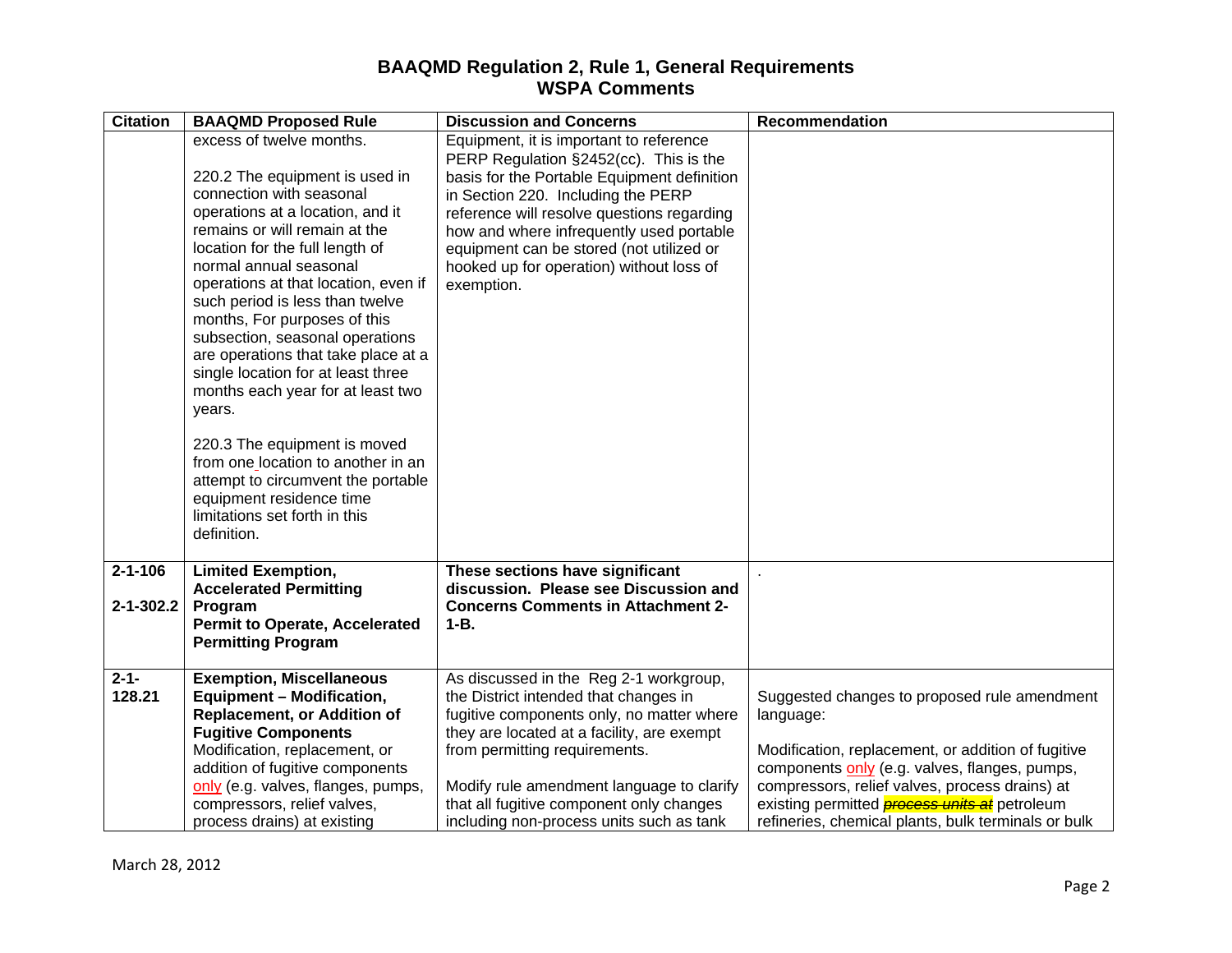# BAAQMD Regulation 2, Rule 1, General Requirements
## WSPA Comments

| Citation | BAAQMD Proposed Rule | Discussion and Concerns | Recommendation |
|---|---|---|---|
| | excess of twelve months.<br><br>220.2 The equipment is used in connection with seasonal operations at a location, and it remains or will remain at the location for the full length of normal annual seasonal operations at that location, even if such period is less than twelve months, For purposes of this subsection, seasonal operations are operations that take place at a single location for at least three months each year for at least two years.<br><br>220.3 The equipment is moved from one location to another in an attempt to circumvent the portable equipment residence time limitations set forth in this definition. | Equipment, it is important to reference PERP Regulation §2452(cc). This is the basis for the Portable Equipment definition in Section 220. Including the PERP reference will resolve questions regarding how and where infrequently used portable equipment can be stored (not utilized or hooked up for operation) without loss of exemption. | |
| **2-1-106**<br><br>**2-1-302.2** | **Limited Exemption, Accelerated Permitting Program**<br>**Permit to Operate, Accelerated Permitting Program** | **These sections have significant discussion. Please see Discussion and Concerns Comments in Attachment 2-1-B.** | . |
| **2-1-128.21** | **Exemption, Miscellaneous Equipment – Modification, Replacement, or Addition of Fugitive Components**<br>Modification, replacement, or addition of fugitive components only (e.g. valves, flanges, pumps, compressors, relief valves, process drains) at existing | As discussed in the Reg 2-1 workgroup, the District intended that changes in fugitive components only, no matter where they are located at a facility, are exempt from permitting requirements.<br><br>Modify rule amendment language to clarify that all fugitive component only changes including non-process units such as tank | Suggested changes to proposed rule amendment language:<br><br>Modification, replacement, or addition of fugitive components only (e.g. valves, flanges, pumps, compressors, relief valves, process drains) at existing permitted ~~*process units at*~~ petroleum refineries, chemical plants, bulk terminals or bulk |

March 28, 2012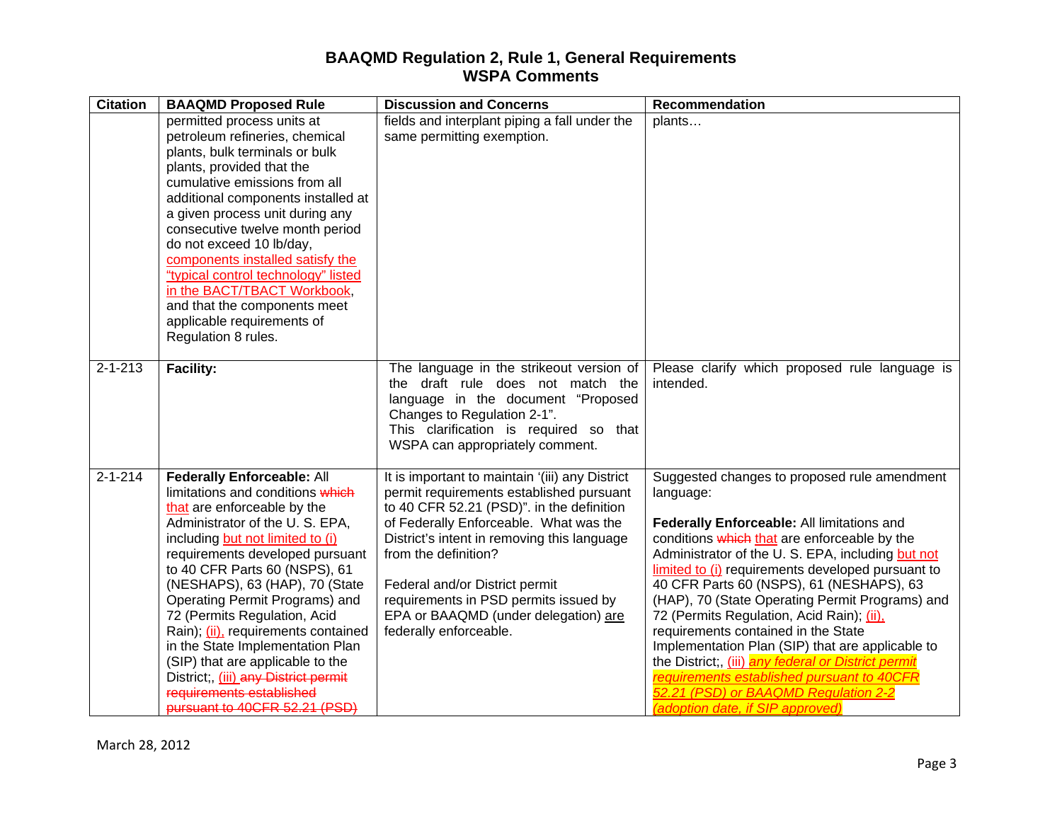# BAAQMD Regulation 2, Rule 1, General Requirements
# WSPA Comments

| Citation | BAAQMD Proposed Rule | Discussion and Concerns | Recommendation |
|---|---|---|---|
| | permitted process units at petroleum refineries, chemical plants, bulk terminals or bulk plants, provided that the cumulative emissions from all additional components installed at a given process unit during any consecutive twelve month period do not exceed 10 lb/day, components installed satisfy the "typical control technology" listed in the BACT/TBACT Workbook, and that the components meet applicable requirements of Regulation 8 rules. | fields and interplant piping a fall under the same permitting exemption. | plants… |
| 2-1-213 | **Facility:** | The language in the strikeout version of the draft rule does not match the language in the document "Proposed Changes to Regulation 2-1". This clarification is required so that WSPA can appropriately comment. | Please clarify which proposed rule language is intended. |
| 2-1-214 | **Federally Enforceable:** All limitations and conditions ~~which~~ that are enforceable by the Administrator of the U. S. EPA, including but not limited to (i) requirements developed pursuant to 40 CFR Parts 60 (NSPS), 61 (NESHAPS), 63 (HAP), 70 (State Operating Permit Programs) and 72 (Permits Regulation, Acid Rain); (ii), requirements contained in the State Implementation Plan (SIP) that are applicable to the District;, (iii) ~~any District permit requirements established pursuant to 40CFR 52.21 (PSD)~~ | It is important to maintain '(iii) any District permit requirements established pursuant to 40 CFR 52.21 (PSD)". in the definition of Federally Enforceable. What was the District's intent in removing this language from the definition?<br><br>Federal and/or District permit requirements in PSD permits issued by EPA or BAAQMD (under delegation) are federally enforceable. | Suggested changes to proposed rule amendment language:<br><br>**Federally Enforceable:** All limitations and conditions ~~which~~ that are enforceable by the Administrator of the U. S. EPA, including but not limited to (i) requirements developed pursuant to 40 CFR Parts 60 (NSPS), 61 (NESHAPS), 63 (HAP), 70 (State Operating Permit Programs) and 72 (Permits Regulation, Acid Rain); (ii), requirements contained in the State Implementation Plan (SIP) that are applicable to the District;, (iii) *any federal or District permit requirements established pursuant to 40CFR 52.21 (PSD) or BAAQMD Regulation 2-2 (adoption date, if SIP approved)* |

March 28, 2012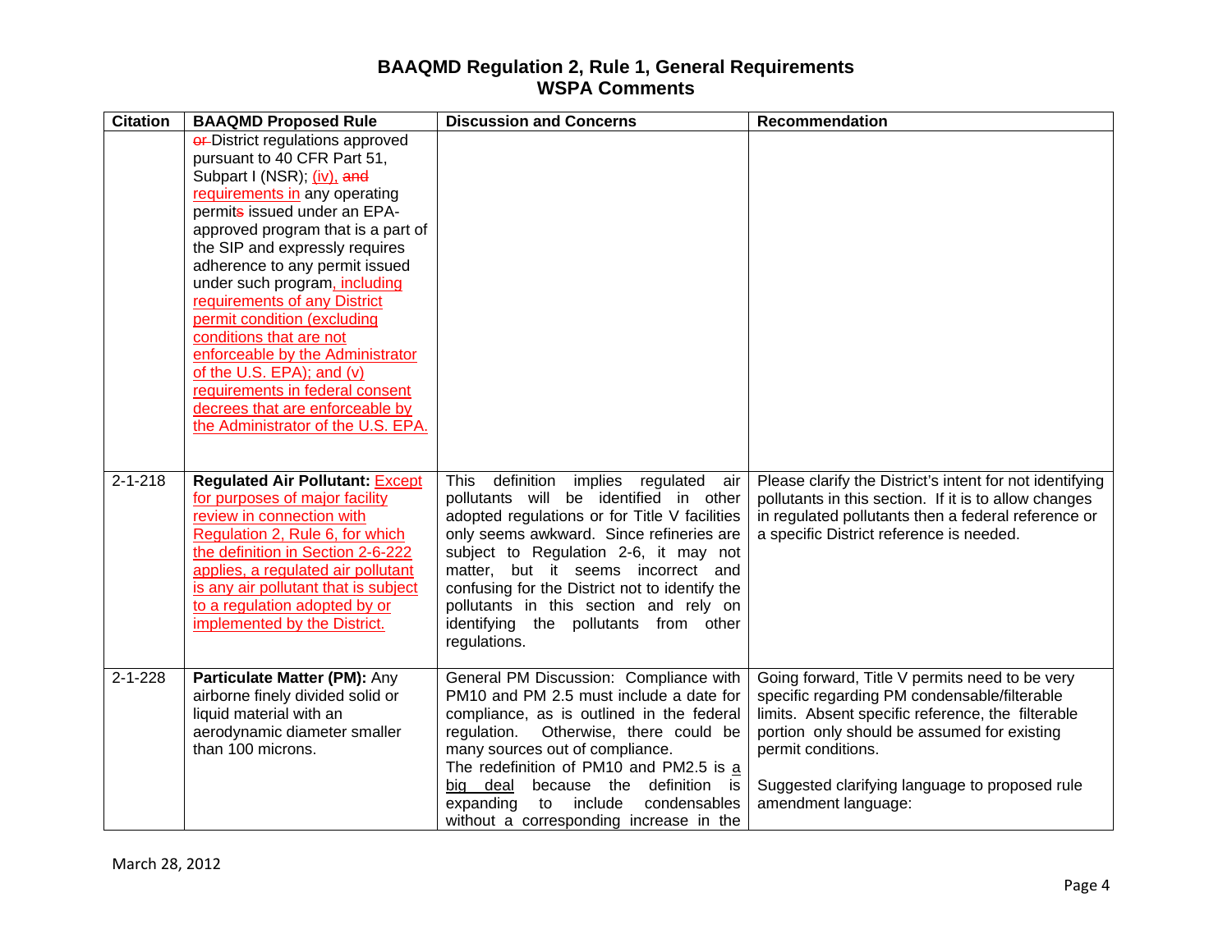# BAAQMD Regulation 2, Rule 1, General Requirements
## WSPA Comments

| Citation | BAAQMD Proposed Rule | Discussion and Concerns | Recommendation |
|---|---|---|---|
| | ~~or~~ District regulations approved pursuant to 40 CFR Part 51, Subpart I (NSR); <u>(iv),</u> ~~and~~ <u>requirements in</u> any operating permit~~s~~ issued under an EPA-approved program that is a part of the SIP and expressly requires adherence to any permit issued under such program<u>, including requirements of any District permit condition (excluding conditions that are not enforceable by the Administrator of the U.S. EPA); and (v) requirements in federal consent decrees that are enforceable by the Administrator of the U.S. EPA.</u> | | |
| 2-1-218 | **Regulated Air Pollutant:** <u>Except for purposes of major facility review in connection with Regulation 2, Rule 6, for which the definition in Section 2-6-222 applies, a regulated air pollutant is any air pollutant that is subject to a regulation adopted by or implemented by the District.</u> | This definition implies regulated air pollutants will be identified in other adopted regulations or for Title V facilities only seems awkward. Since refineries are subject to Regulation 2-6, it may not matter, but it seems incorrect and confusing for the District not to identify the pollutants in this section and rely on identifying the pollutants from other regulations. | Please clarify the District's intent for not identifying pollutants in this section. If it is to allow changes in regulated pollutants then a federal reference or a specific District reference is needed. |
| 2-1-228 | **Particulate Matter (PM):** Any airborne finely divided solid or liquid material with an aerodynamic diameter smaller than 100 microns. | General PM Discussion: Compliance with PM10 and PM 2.5 must include a date for compliance, as is outlined in the federal regulation. Otherwise, there could be many sources out of compliance.<br>The redefinition of PM10 and PM2.5 is <u>a big deal</u> because the definition is expanding to include condensables without a corresponding increase in the | Going forward, Title V permits need to be very specific regarding PM condensable/filterable limits. Absent specific reference, the filterable portion only should be assumed for existing permit conditions.<br><br>Suggested clarifying language to proposed rule amendment language: |

March 28, 2012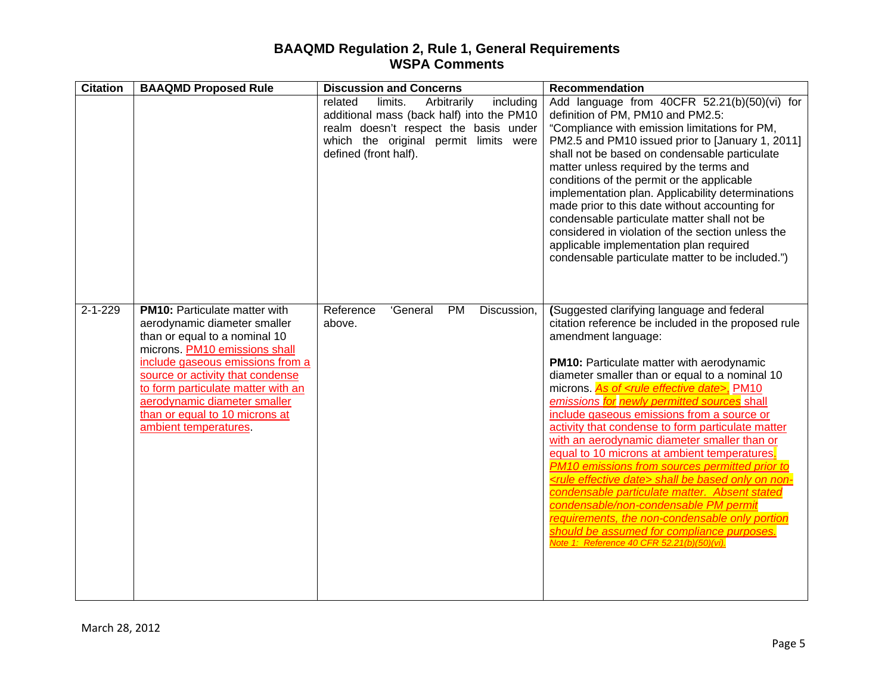# BAAQMD Regulation 2, Rule 1, General Requirements
# WSPA Comments

| Citation | BAAQMD Proposed Rule | Discussion and Concerns | Recommendation |
|---|---|---|---|
| | | related limits. Arbitrarily including additional mass (back half) into the PM10 realm doesn't respect the basis under which the original permit limits were defined (front half). | Add language from 40CFR 52.21(b)(50)(vi) for definition of PM, PM10 and PM2.5: "Compliance with emission limitations for PM, PM2.5 and PM10 issued prior to [January 1, 2011] shall not be based on condensable particulate matter unless required by the terms and conditions of the permit or the applicable implementation plan. Applicability determinations made prior to this date without accounting for condensable particulate matter shall not be considered in violation of the section unless the applicable implementation plan required condensable particulate matter to be included.") |
| 2-1-229 | **PM10:** Particulate matter with aerodynamic diameter smaller than or equal to a nominal 10 microns. <u>PM10 emissions shall include gaseous emissions from a source or activity that condense to form particulate matter with an aerodynamic diameter smaller than or equal to 10 microns at ambient temperatures</u>. | Reference 'General PM Discussion, above. | (Suggested clarifying language and federal citation reference be included in the proposed rule amendment language:<br><br>**PM10:** Particulate matter with aerodynamic diameter smaller than or equal to a nominal 10 microns. <u>*As of <rule effective date>*, PM10 *emissions for newly permitted sources* shall include gaseous emissions from a source or activity that condense to form particulate matter with an aerodynamic diameter smaller than or equal to 10 microns at ambient temperatures*. PM10 emissions from sources permitted prior to <rule effective date> shall be based only on non-condensable particulate matter. Absent stated condensable/non-condensable PM permit requirements, the non-condensable only portion should be assumed for compliance purposes.*</u><br><u>*Note 1: Reference 40 CFR 52.21(b)(50)(vi).*</u> |

March 28, 2012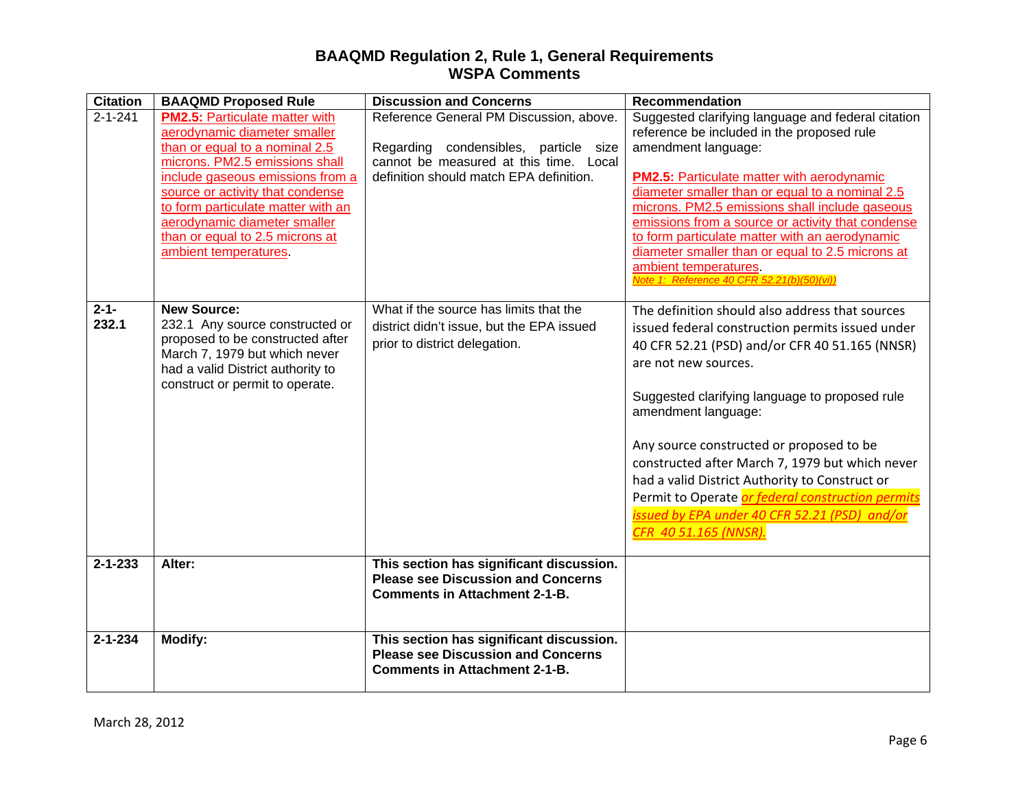# BAAQMD Regulation 2, Rule 1, General Requirements
## WSPA Comments

| Citation | BAAQMD Proposed Rule | Discussion and Concerns | Recommendation |
|---|---|---|---|
| 2-1-241 | **PM2.5:** Particulate matter with aerodynamic diameter smaller than or equal to a nominal 2.5 microns. PM2.5 emissions shall include gaseous emissions from a source or activity that condense to form particulate matter with an aerodynamic diameter smaller than or equal to 2.5 microns at ambient temperatures. | Reference General PM Discussion, above.<br><br>Regarding condensibles, particle size cannot be measured at this time. Local definition should match EPA definition. | Suggested clarifying language and federal citation reference be included in the proposed rule amendment language:<br><br>**PM2.5:** Particulate matter with aerodynamic diameter smaller than or equal to a nominal 2.5 microns. PM2.5 emissions shall include gaseous emissions from a source or activity that condense to form particulate matter with an aerodynamic diameter smaller than or equal to 2.5 microns at ambient temperatures.<br>*Note 1: Reference 40 CFR 52.21(b)(50)(vi))* |
| **2-1-232.1** | **New Source:**<br>232.1 Any source constructed or proposed to be constructed after March 7, 1979 but which never had a valid District authority to construct or permit to operate. | What if the source has limits that the district didn't issue, but the EPA issued prior to district delegation. | The definition should also address that sources issued federal construction permits issued under 40 CFR 52.21 (PSD) and/or CFR 40 51.165 (NNSR) are not new sources.<br><br>Suggested clarifying language to proposed rule amendment language:<br><br>Any source constructed or proposed to be constructed after March 7, 1979 but which never had a valid District Authority to Construct or Permit to Operate *or federal construction permits issued by EPA under 40 CFR 52.21 (PSD) and/or CFR 40 51.165 (NNSR).* |
| **2-1-233** | **Alter:** | **This section has significant discussion. Please see Discussion and Concerns Comments in Attachment 2-1-B.** | |
| **2-1-234** | **Modify:** | **This section has significant discussion. Please see Discussion and Concerns Comments in Attachment 2-1-B.** | |

March 28, 2012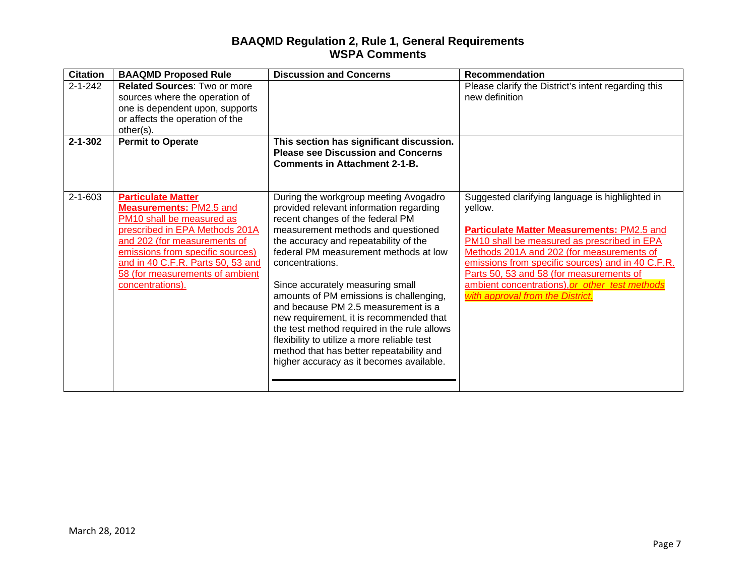## BAAQMD Regulation 2, Rule 1, General Requirements
## WSPA Comments

| Citation | BAAQMD Proposed Rule | Discussion and Concerns | Recommendation |
|---|---|---|---|
| 2-1-242 | **Related Sources**: Two or more sources where the operation of one is dependent upon, supports or affects the operation of the other(s). | | Please clarify the District's intent regarding this new definition |
| **2-1-302** | **Permit to Operate** | **This section has significant discussion. Please see Discussion and Concerns Comments in Attachment 2-1-B.** | |
| 2-1-603 | **Particulate Matter Measurements:** PM2.5 and PM10 shall be measured as prescribed in EPA Methods 201A and 202 (for measurements of emissions from specific sources) and in 40 C.F.R. Parts 50, 53 and 58 (for measurements of ambient concentrations). | During the workgroup meeting Avogadro provided relevant information regarding recent changes of the federal PM measurement methods and questioned the accuracy and repeatability of the federal PM measurement methods at low concentrations.<br><br>Since accurately measuring small amounts of PM emissions is challenging, and because PM 2.5 measurement is a new requirement, it is recommended that the test method required in the rule allows flexibility to utilize a more reliable test method that has better repeatability and higher accuracy as it becomes available. | Suggested clarifying language is highlighted in yellow.<br><br>**Particulate Matter Measurements:** PM2.5 and PM10 shall be measured as prescribed in EPA Methods 201A and 202 (for measurements of emissions from specific sources) and in 40 C.F.R. Parts 50, 53 and 58 (for measurements of ambient concentrations), *or other test methods with approval from the District.* |

March 28, 2012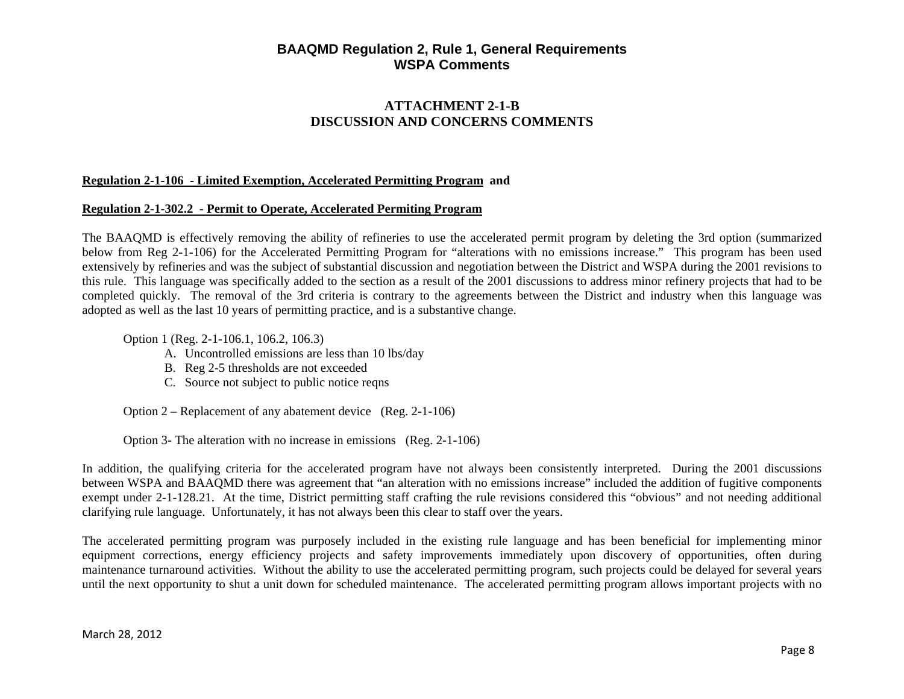# BAAQMD Regulation 2, Rule 1, General Requirements
# WSPA Comments

## ATTACHMENT 2-1-B
## DISCUSSION AND CONCERNS COMMENTS

**<u>Regulation 2-1-106 - Limited Exemption, Accelerated Permitting Program</u> and**

**<u>Regulation 2-1-302.2 - Permit to Operate, Accelerated Permiting Program</u>**

The BAAQMD is effectively removing the ability of refineries to use the accelerated permit program by deleting the 3rd option (summarized below from Reg 2-1-106) for the Accelerated Permitting Program for "alterations with no emissions increase." This program has been used extensively by refineries and was the subject of substantial discussion and negotiation between the District and WSPA during the 2001 revisions to this rule. This language was specifically added to the section as a result of the 2001 discussions to address minor refinery projects that had to be completed quickly. The removal of the 3rd criteria is contrary to the agreements between the District and industry when this language was adopted as well as the last 10 years of permitting practice, and is a substantive change.

Option 1 (Reg. 2-1-106.1, 106.2, 106.3)

A. Uncontrolled emissions are less than 10 lbs/day
B. Reg 2-5 thresholds are not exceeded
C. Source not subject to public notice reqns

Option 2 – Replacement of any abatement device (Reg. 2-1-106)

Option 3- The alteration with no increase in emissions (Reg. 2-1-106)

In addition, the qualifying criteria for the accelerated program have not always been consistently interpreted. During the 2001 discussions between WSPA and BAAQMD there was agreement that "an alteration with no emissions increase" included the addition of fugitive components exempt under 2-1-128.21. At the time, District permitting staff crafting the rule revisions considered this "obvious" and not needing additional clarifying rule language. Unfortunately, it has not always been this clear to staff over the years.

The accelerated permitting program was purposely included in the existing rule language and has been beneficial for implementing minor equipment corrections, energy efficiency projects and safety improvements immediately upon discovery of opportunities, often during maintenance turnaround activities. Without the ability to use the accelerated permitting program, such projects could be delayed for several years until the next opportunity to shut a unit down for scheduled maintenance. The accelerated permitting program allows important projects with no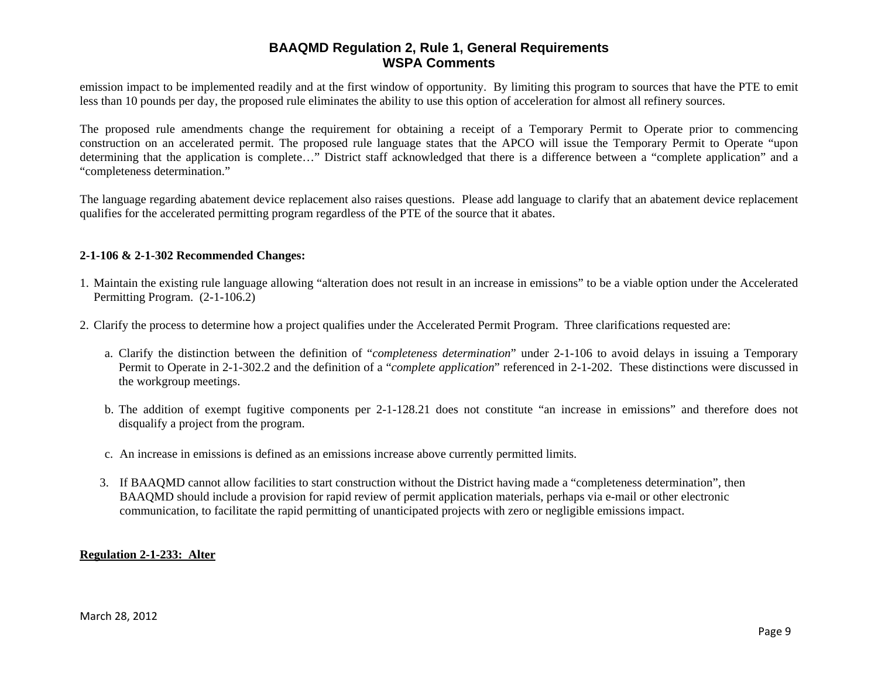emission impact to be implemented readily and at the first window of opportunity. By limiting this program to sources that have the PTE to emit less than 10 pounds per day, the proposed rule eliminates the ability to use this option of acceleration for almost all refinery sources.

The proposed rule amendments change the requirement for obtaining a receipt of a Temporary Permit to Operate prior to commencing construction on an accelerated permit. The proposed rule language states that the APCO will issue the Temporary Permit to Operate "upon determining that the application is complete…" District staff acknowledged that there is a difference between a "complete application" and a "completeness determination."

The language regarding abatement device replacement also raises questions. Please add language to clarify that an abatement device replacement qualifies for the accelerated permitting program regardless of the PTE of the source that it abates.

**2-1-106 & 2-1-302 Recommended Changes:**

1. Maintain the existing rule language allowing "alteration does not result in an increase in emissions" to be a viable option under the Accelerated Permitting Program. (2-1-106.2)

2. Clarify the process to determine how a project qualifies under the Accelerated Permit Program. Three clarifications requested are:

   a. Clarify the distinction between the definition of "*completeness determination*" under 2-1-106 to avoid delays in issuing a Temporary Permit to Operate in 2-1-302.2 and the definition of a "*complete application*" referenced in 2-1-202. These distinctions were discussed in the workgroup meetings.

   b. The addition of exempt fugitive components per 2-1-128.21 does not constitute "an increase in emissions" and therefore does not disqualify a project from the program.

   c. An increase in emissions is defined as an emissions increase above currently permitted limits.

3. If BAAQMD cannot allow facilities to start construction without the District having made a "completeness determination", then BAAQMD should include a provision for rapid review of permit application materials, perhaps via e-mail or other electronic communication, to facilitate the rapid permitting of unanticipated projects with zero or negligible emissions impact.

**<u>Regulation 2-1-233: Alter</u>**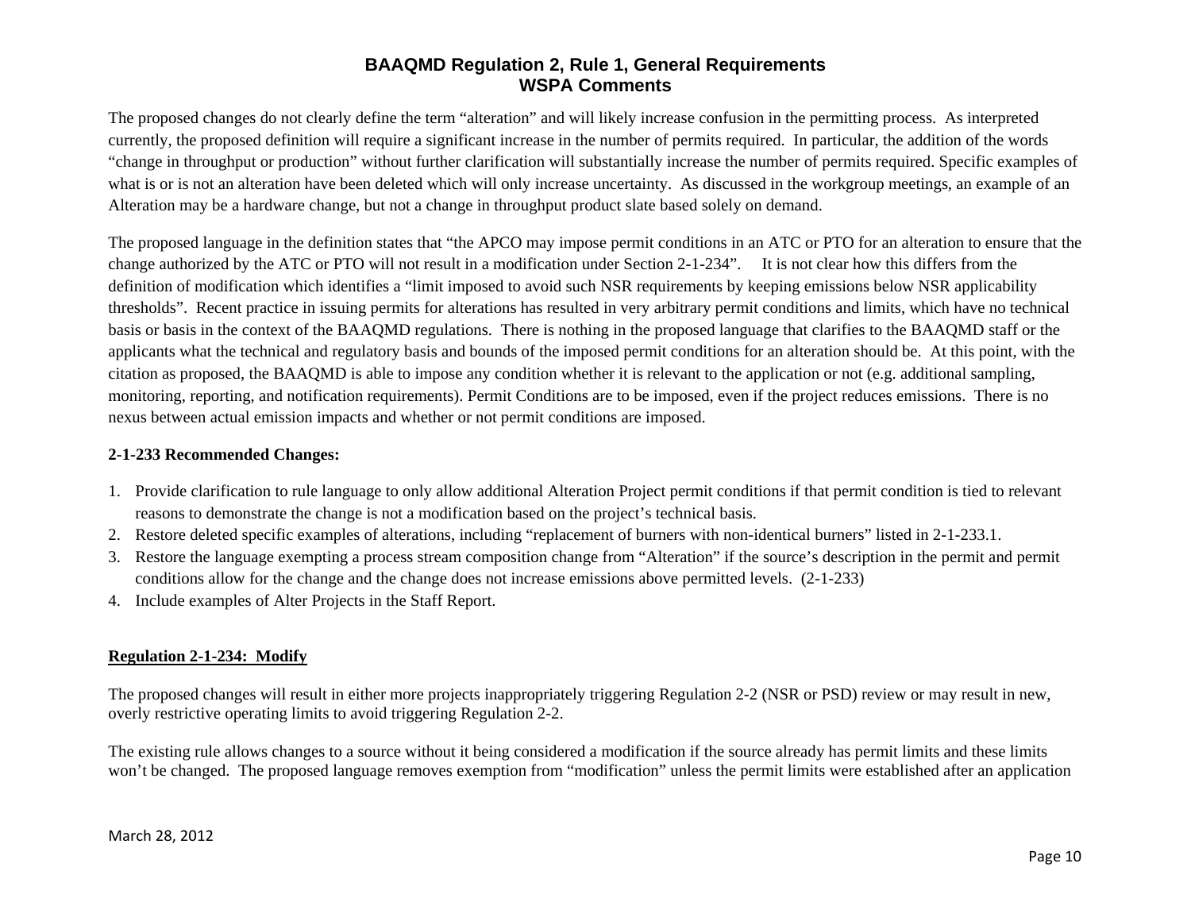The proposed changes do not clearly define the term “alteration” and will likely increase confusion in the permitting process. As interpreted currently, the proposed definition will require a significant increase in the number of permits required. In particular, the addition of the words “change in throughput or production” without further clarification will substantially increase the number of permits required. Specific examples of what is or is not an alteration have been deleted which will only increase uncertainty. As discussed in the workgroup meetings, an example of an Alteration may be a hardware change, but not a change in throughput product slate based solely on demand.

The proposed language in the definition states that “the APCO may impose permit conditions in an ATC or PTO for an alteration to ensure that the change authorized by the ATC or PTO will not result in a modification under Section 2-1-234”. It is not clear how this differs from the definition of modification which identifies a “limit imposed to avoid such NSR requirements by keeping emissions below NSR applicability thresholds”. Recent practice in issuing permits for alterations has resulted in very arbitrary permit conditions and limits, which have no technical basis or basis in the context of the BAAQMD regulations. There is nothing in the proposed language that clarifies to the BAAQMD staff or the applicants what the technical and regulatory basis and bounds of the imposed permit conditions for an alteration should be. At this point, with the citation as proposed, the BAAQMD is able to impose any condition whether it is relevant to the application or not (e.g. additional sampling, monitoring, reporting, and notification requirements). Permit Conditions are to be imposed, even if the project reduces emissions. There is no nexus between actual emission impacts and whether or not permit conditions are imposed.

**2-1-233 Recommended Changes:**

1. Provide clarification to rule language to only allow additional Alteration Project permit conditions if that permit condition is tied to relevant reasons to demonstrate the change is not a modification based on the project’s technical basis.
2. Restore deleted specific examples of alterations, including “replacement of burners with non-identical burners” listed in 2-1-233.1.
3. Restore the language exempting a process stream composition change from “Alteration” if the source’s description in the permit and permit conditions allow for the change and the change does not increase emissions above permitted levels. (2-1-233)
4. Include examples of Alter Projects in the Staff Report.

**<u>Regulation 2-1-234: Modify</u>**

The proposed changes will result in either more projects inappropriately triggering Regulation 2-2 (NSR or PSD) review or may result in new, overly restrictive operating limits to avoid triggering Regulation 2-2.

The existing rule allows changes to a source without it being considered a modification if the source already has permit limits and these limits won’t be changed. The proposed language removes exemption from “modification” unless the permit limits were established after an application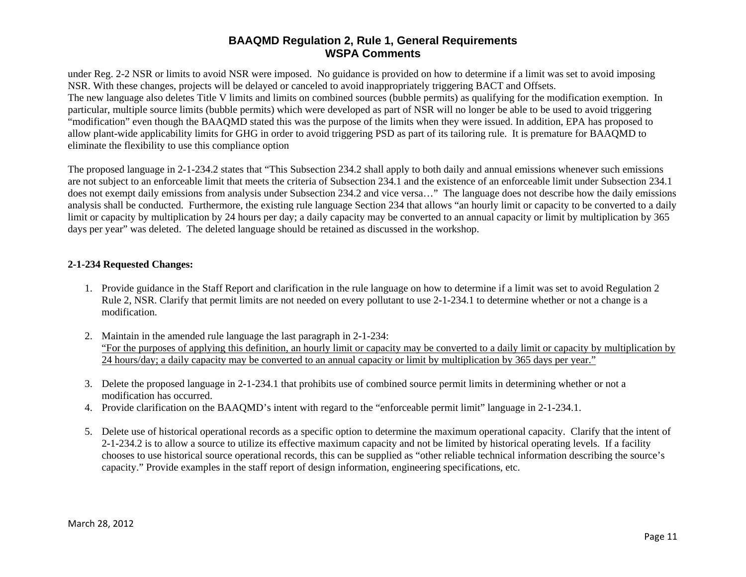under Reg. 2-2 NSR or limits to avoid NSR were imposed. No guidance is provided on how to determine if a limit was set to avoid imposing NSR. With these changes, projects will be delayed or canceled to avoid inappropriately triggering BACT and Offsets.
The new language also deletes Title V limits and limits on combined sources (bubble permits) as qualifying for the modification exemption. In particular, multiple source limits (bubble permits) which were developed as part of NSR will no longer be able to be used to avoid triggering "modification" even though the BAAQMD stated this was the purpose of the limits when they were issued. In addition, EPA has proposed to allow plant-wide applicability limits for GHG in order to avoid triggering PSD as part of its tailoring rule. It is premature for BAAQMD to eliminate the flexibility to use this compliance option

The proposed language in 2-1-234.2 states that "This Subsection 234.2 shall apply to both daily and annual emissions whenever such emissions are not subject to an enforceable limit that meets the criteria of Subsection 234.1 and the existence of an enforceable limit under Subsection 234.1 does not exempt daily emissions from analysis under Subsection 234.2 and vice versa…" The language does not describe how the daily emissions analysis shall be conducted. Furthermore, the existing rule language Section 234 that allows "an hourly limit or capacity to be converted to a daily limit or capacity by multiplication by 24 hours per day; a daily capacity may be converted to an annual capacity or limit by multiplication by 365 days per year" was deleted. The deleted language should be retained as discussed in the workshop.

**2-1-234 Requested Changes:**

1. Provide guidance in the Staff Report and clarification in the rule language on how to determine if a limit was set to avoid Regulation 2 Rule 2, NSR. Clarify that permit limits are not needed on every pollutant to use 2-1-234.1 to determine whether or not a change is a modification.

2. Maintain in the amended rule language the last paragraph in 2-1-234:
   "For the purposes of applying this definition, an hourly limit or capacity may be converted to a daily limit or capacity by multiplication by 24 hours/day; a daily capacity may be converted to an annual capacity or limit by multiplication by 365 days per year."

3. Delete the proposed language in 2-1-234.1 that prohibits use of combined source permit limits in determining whether or not a modification has occurred.
4. Provide clarification on the BAAQMD's intent with regard to the "enforceable permit limit" language in 2-1-234.1.

5. Delete use of historical operational records as a specific option to determine the maximum operational capacity. Clarify that the intent of 2-1-234.2 is to allow a source to utilize its effective maximum capacity and not be limited by historical operating levels. If a facility chooses to use historical source operational records, this can be supplied as "other reliable technical information describing the source's capacity." Provide examples in the staff report of design information, engineering specifications, etc.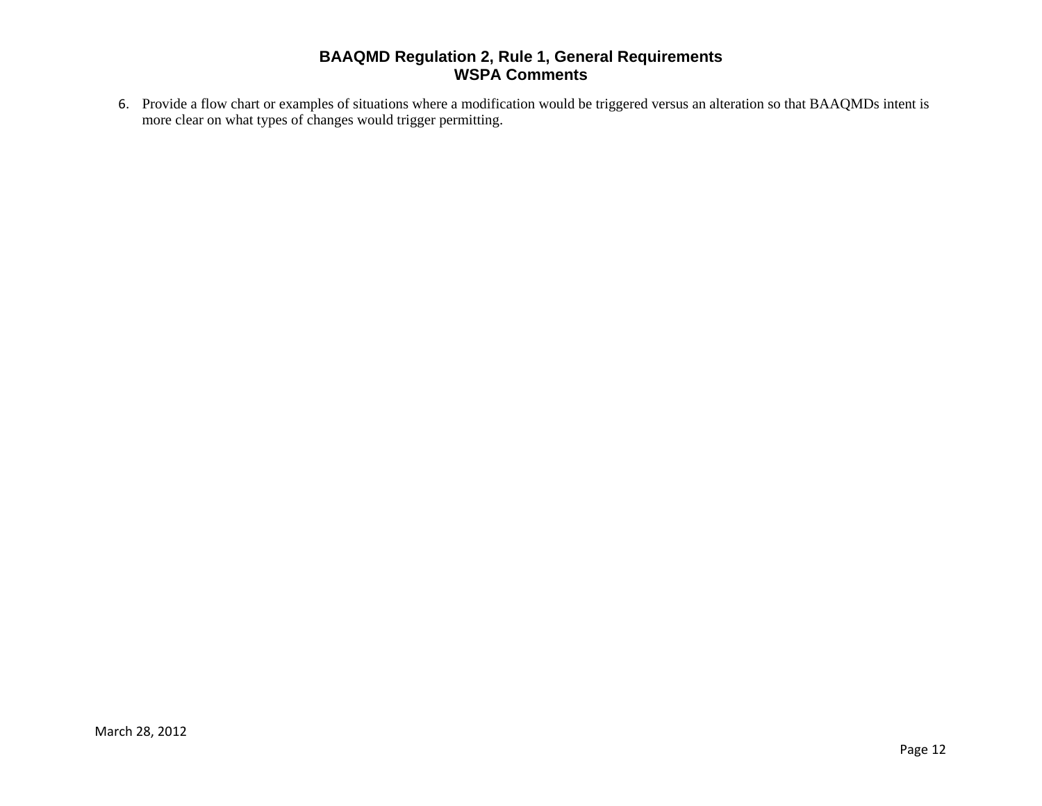6. Provide a flow chart or examples of situations where a modification would be triggered versus an alteration so that BAAQMDs intent is more clear on what types of changes would trigger permitting.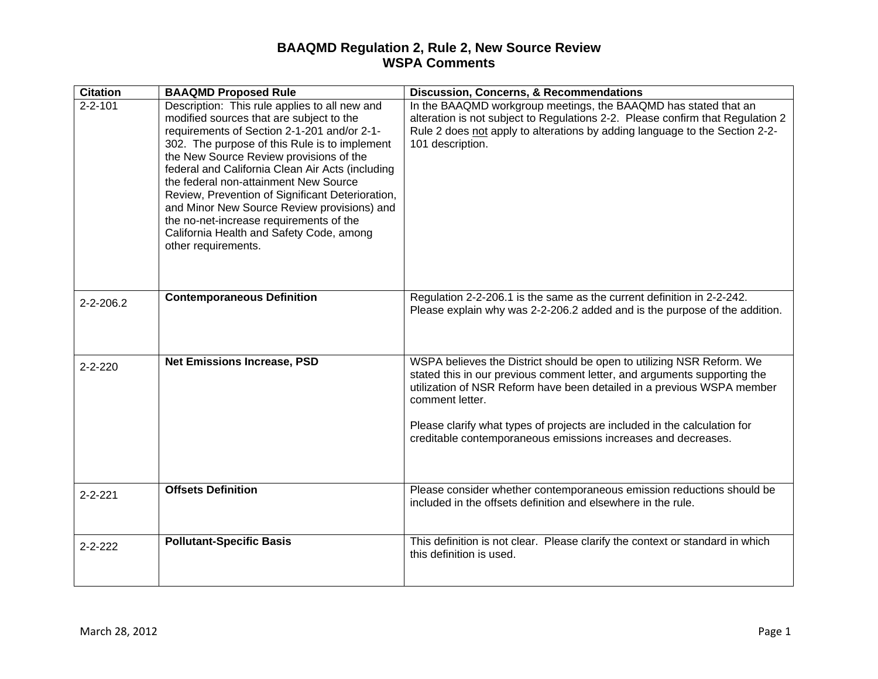# BAAQMD Regulation 2, Rule 2, New Source Review
## WSPA Comments

| Citation | BAAQMD Proposed Rule | Discussion, Concerns, & Recommendations |
|---|---|---|
| 2-2-101 | Description: This rule applies to all new and modified sources that are subject to the requirements of Section 2-1-201 and/or 2-1-302. The purpose of this Rule is to implement the New Source Review provisions of the federal and California Clean Air Acts (including the federal non-attainment New Source Review, Prevention of Significant Deterioration, and Minor New Source Review provisions) and the no-net-increase requirements of the California Health and Safety Code, among other requirements. | In the BAAQMD workgroup meetings, the BAAQMD has stated that an alteration is not subject to Regulations 2-2. Please confirm that Regulation 2 Rule 2 does <u>not</u> apply to alterations by adding language to the Section 2-2-101 description. |
| 2-2-206.2 | **Contemporaneous Definition** | Regulation 2-2-206.1 is the same as the current definition in 2-2-242. Please explain why was 2-2-206.2 added and is the purpose of the addition. |
| 2-2-220 | **Net Emissions Increase, PSD** | WSPA believes the District should be open to utilizing NSR Reform. We stated this in our previous comment letter, and arguments supporting the utilization of NSR Reform have been detailed in a previous WSPA member comment letter.<br><br>Please clarify what types of projects are included in the calculation for creditable contemporaneous emissions increases and decreases. |
| 2-2-221 | **Offsets Definition** | Please consider whether contemporaneous emission reductions should be included in the offsets definition and elsewhere in the rule. |
| 2-2-222 | **Pollutant-Specific Basis** | This definition is not clear. Please clarify the context or standard in which this definition is used. |

March 28, 2012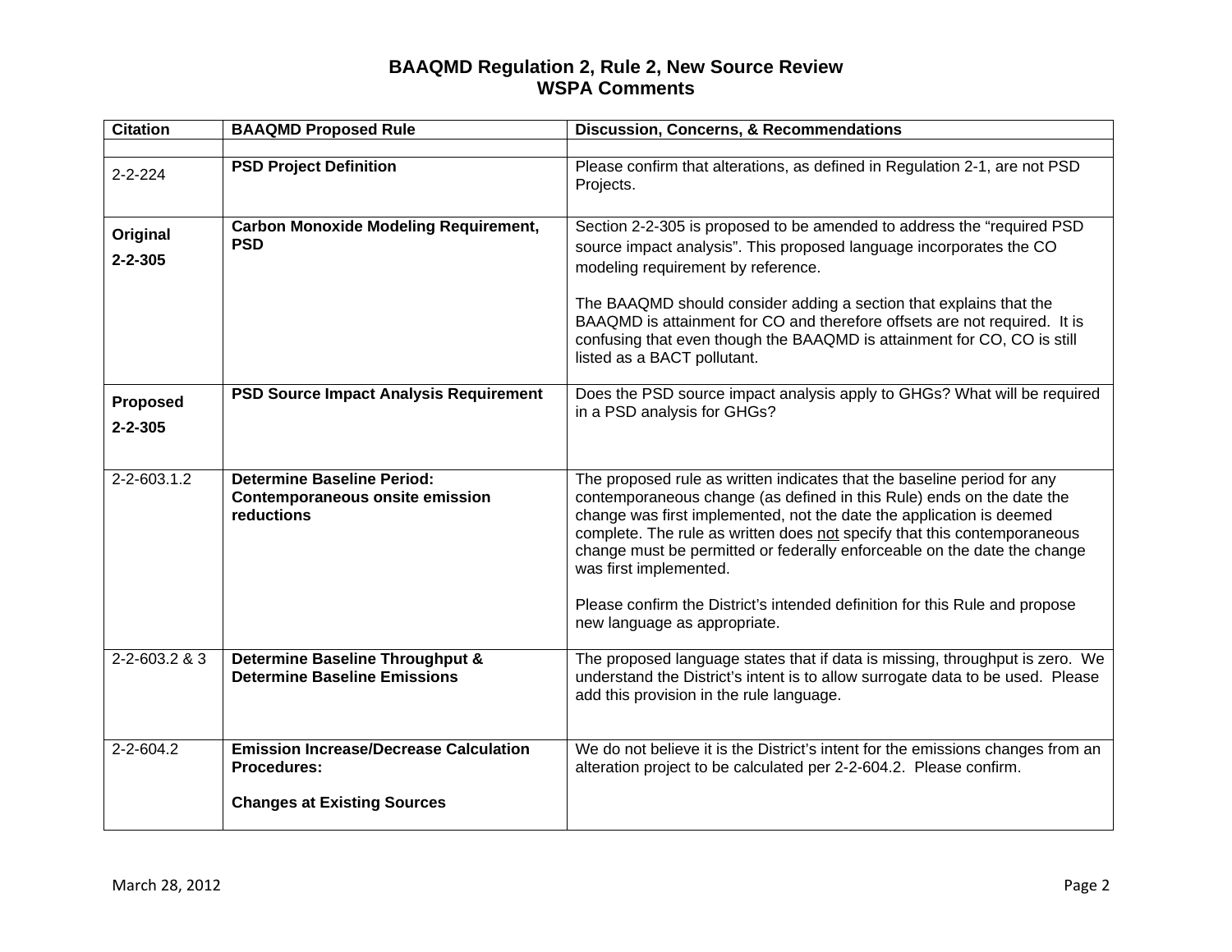# BAAQMD Regulation 2, Rule 2, New Source Review
## WSPA Comments

| Citation | BAAQMD Proposed Rule | Discussion, Concerns, & Recommendations |
|---|---|---|
| | | |
| 2-2-224 | **PSD Project Definition** | Please confirm that alterations, as defined in Regulation 2-1, are not PSD Projects. |
| **Original 2-2-305** | **Carbon Monoxide Modeling Requirement, PSD** | Section 2-2-305 is proposed to be amended to address the "required PSD source impact analysis". This proposed language incorporates the CO modeling requirement by reference.<br><br>The BAAQMD should consider adding a section that explains that the BAAQMD is attainment for CO and therefore offsets are not required. It is confusing that even though the BAAQMD is attainment for CO, CO is still listed as a BACT pollutant. |
| **Proposed 2-2-305** | **PSD Source Impact Analysis Requirement** | Does the PSD source impact analysis apply to GHGs? What will be required in a PSD analysis for GHGs? |
| 2-2-603.1.2 | **Determine Baseline Period: Contemporaneous onsite emission reductions** | The proposed rule as written indicates that the baseline period for any contemporaneous change (as defined in this Rule) ends on the date the change was first implemented, not the date the application is deemed complete. The rule as written does <u>not</u> specify that this contemporaneous change must be permitted or federally enforceable on the date the change was first implemented.<br><br>Please confirm the District's intended definition for this Rule and propose new language as appropriate. |
| 2-2-603.2 & 3 | **Determine Baseline Throughput & Determine Baseline Emissions** | The proposed language states that if data is missing, throughput is zero. We understand the District's intent is to allow surrogate data to be used. Please add this provision in the rule language. |
| 2-2-604.2 | **Emission Increase/Decrease Calculation Procedures:**<br><br>**Changes at Existing Sources** | We do not believe it is the District's intent for the emissions changes from an alteration project to be calculated per 2-2-604.2. Please confirm. |

March 28, 2012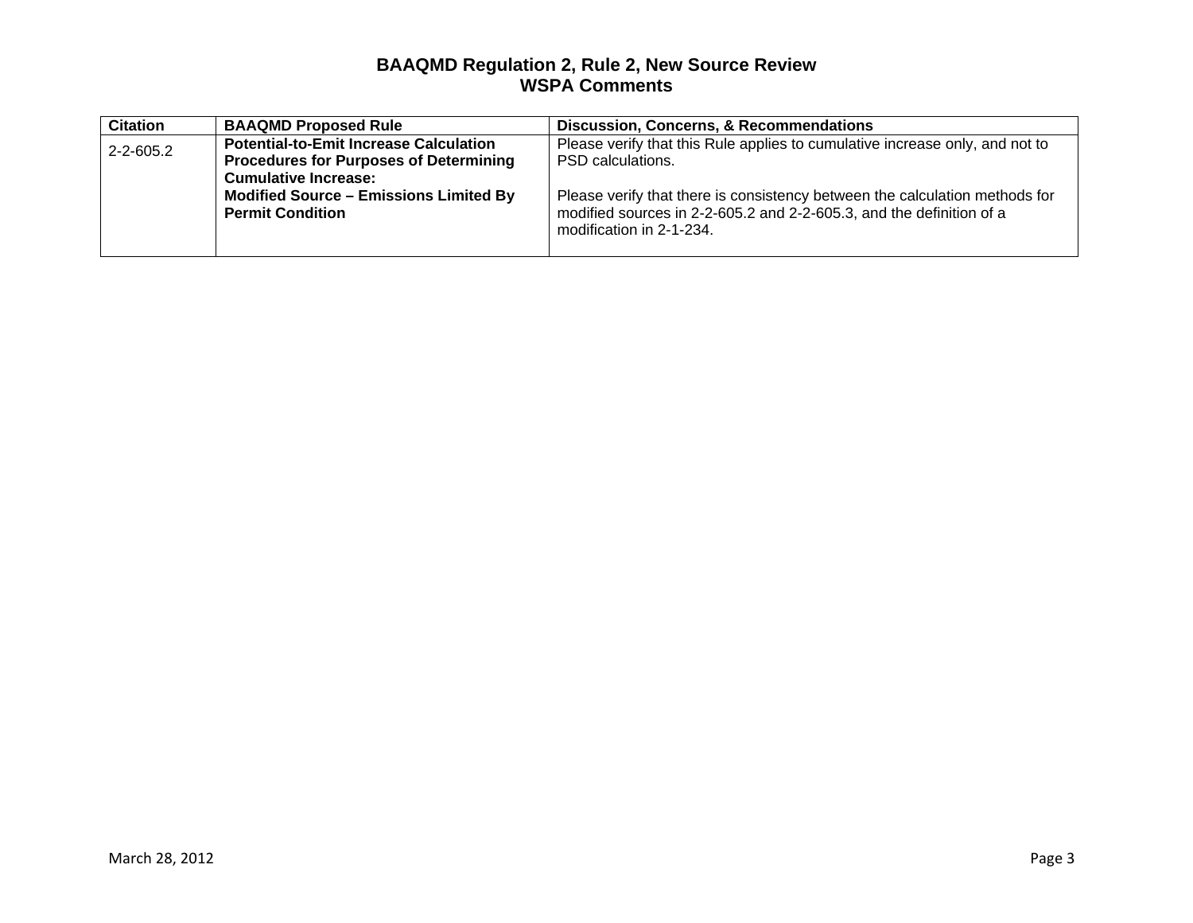| Citation | BAAQMD Proposed Rule | Discussion, Concerns, & Recommendations |
|---|---|---|
| 2-2-605.2 | **Potential-to-Emit Increase Calculation Procedures for Purposes of Determining Cumulative Increase:**<br>**Modified Source – Emissions Limited By Permit Condition** | Please verify that this Rule applies to cumulative increase only, and not to PSD calculations.<br><br>Please verify that there is consistency between the calculation methods for modified sources in 2-2-605.2 and 2-2-605.3, and the definition of a modification in 2-1-234. |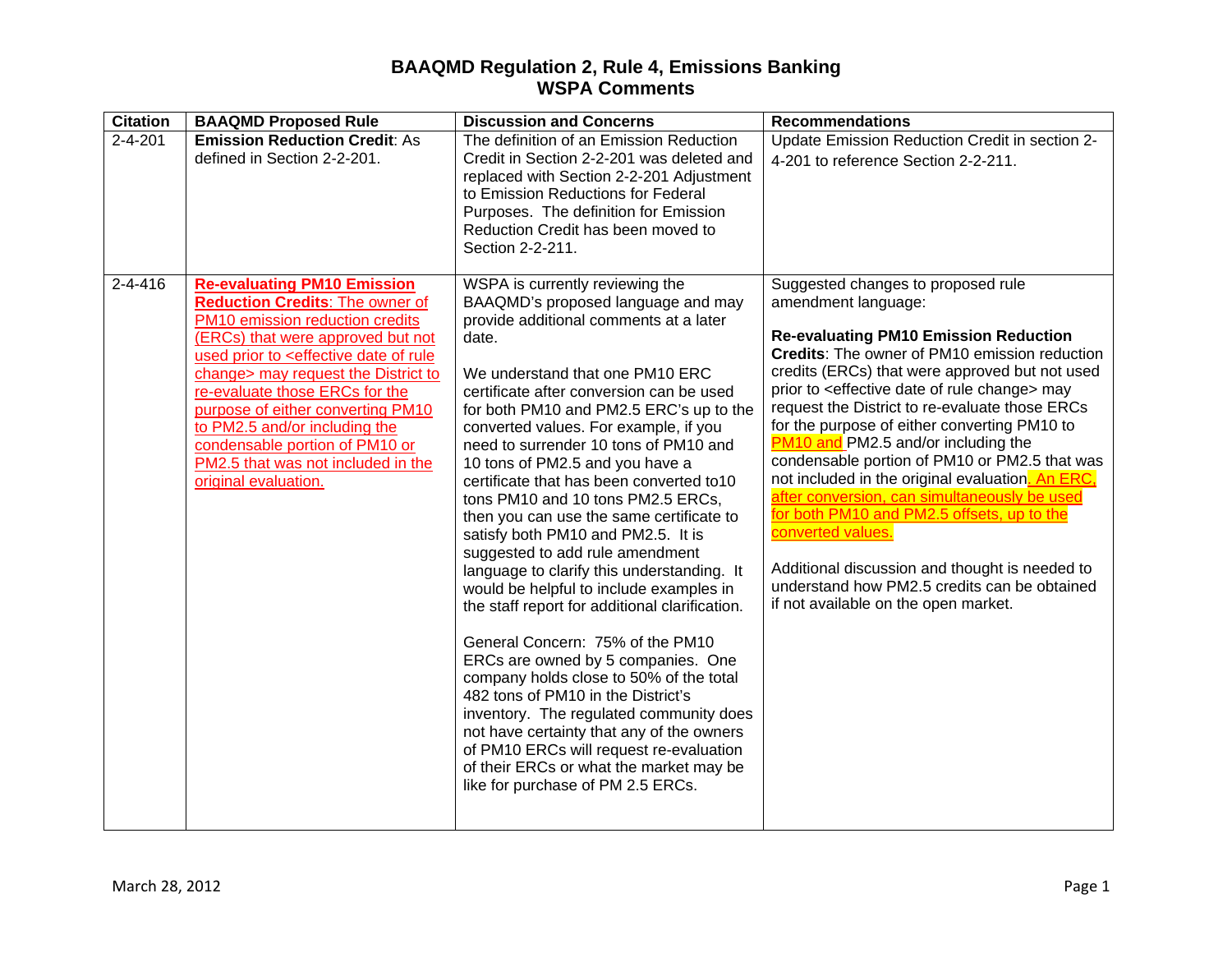# BAAQMD Regulation 2, Rule 4, Emissions Banking
## WSPA Comments

| Citation | BAAQMD Proposed Rule | Discussion and Concerns | Recommendations |
|---|---|---|---|
| 2-4-201 | **Emission Reduction Credit**: As defined in Section 2-2-201. | The definition of an Emission Reduction Credit in Section 2-2-201 was deleted and replaced with Section 2-2-201 Adjustment to Emission Reductions for Federal Purposes. The definition for Emission Reduction Credit has been moved to Section 2-2-211. | Update Emission Reduction Credit in section 2-4-201 to reference Section 2-2-211. |
| 2-4-416 | <u>**Re-evaluating PM10 Emission Reduction Credits**: The owner of PM10 emission reduction credits (ERCs) that were approved but not used prior to <effective date of rule change> may request the District to re-evaluate those ERCs for the purpose of either converting PM10 to PM2.5 and/or including the condensable portion of PM10 or PM2.5 that was not included in the original evaluation.</u> | WSPA is currently reviewing the BAAQMD's proposed language and may provide additional comments at a later date.<br><br>We understand that one PM10 ERC certificate after conversion can be used for both PM10 and PM2.5 ERC's up to the converted values. For example, if you need to surrender 10 tons of PM10 and 10 tons of PM2.5 and you have a certificate that has been converted to10 tons PM10 and 10 tons PM2.5 ERCs, then you can use the same certificate to satisfy both PM10 and PM2.5. It is suggested to add rule amendment language to clarify this understanding. It would be helpful to include examples in the staff report for additional clarification.<br><br>General Concern: 75% of the PM10 ERCs are owned by 5 companies. One company holds close to 50% of the total 482 tons of PM10 in the District's inventory. The regulated community does not have certainty that any of the owners of PM10 ERCs will request re-evaluation of their ERCs or what the market may be like for purchase of PM 2.5 ERCs. | Suggested changes to proposed rule amendment language:<br><br>**Re-evaluating PM10 Emission Reduction Credits**: The owner of PM10 emission reduction credits (ERCs) that were approved but not used prior to <effective date of rule change> may request the District to re-evaluate those ERCs for the purpose of either converting PM10 to <u>PM10 and</u> PM2.5 and/or including the condensable portion of PM10 or PM2.5 that was not included in the original evaluation<u>. An ERC, after conversion, can simultaneously be used for both PM10 and PM2.5 offsets, up to the converted values.</u><br><br>Additional discussion and thought is needed to understand how PM2.5 credits can be obtained if not available on the open market. |

March 28, 2012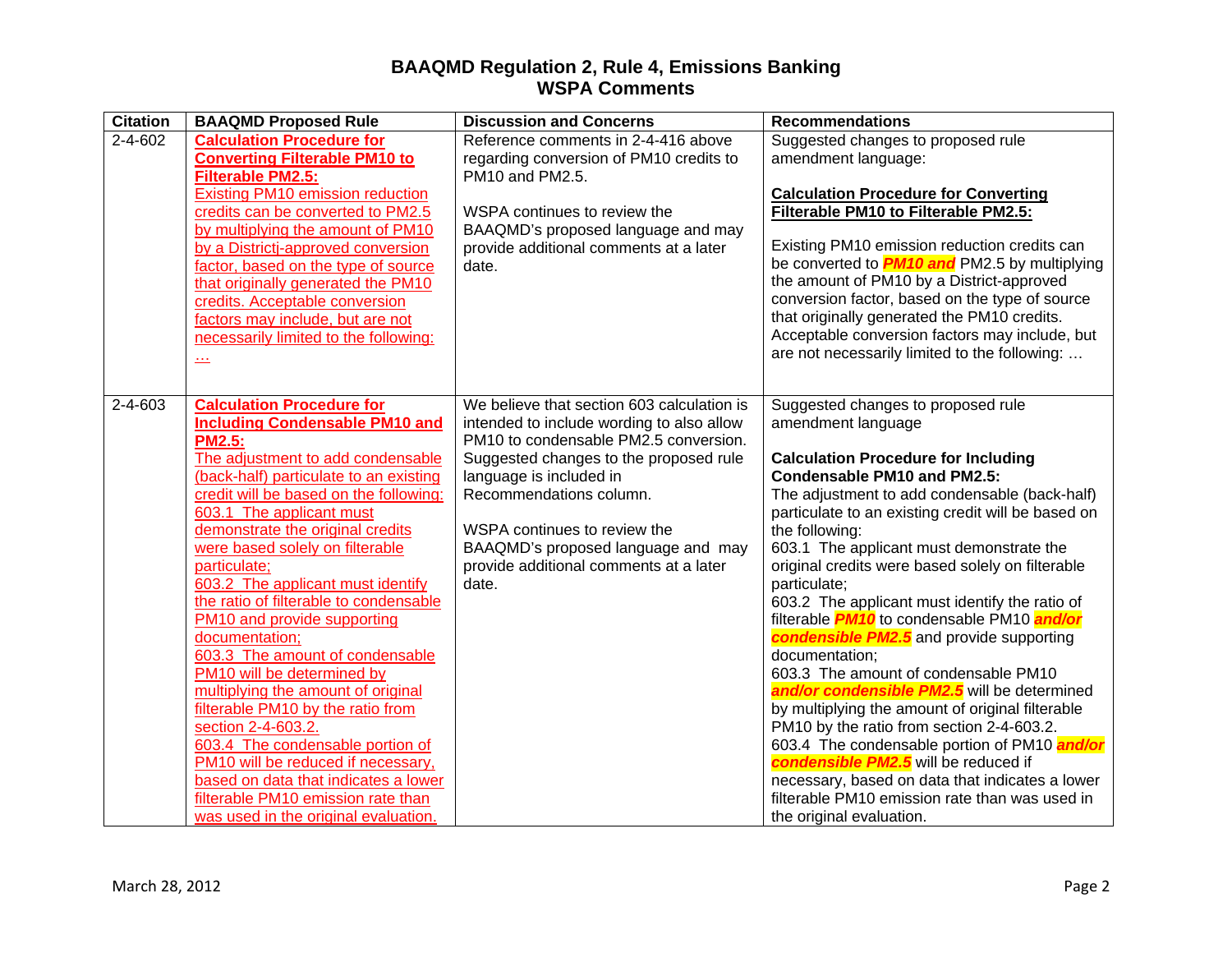# BAAQMD Regulation 2, Rule 4, Emissions Banking
# WSPA Comments

| Citation | BAAQMD Proposed Rule | Discussion and Concerns | Recommendations |
|---|---|---|---|
| 2-4-602 | **Calculation Procedure for Converting Filterable PM10 to Filterable PM2.5:**<br>Existing PM10 emission reduction credits can be converted to PM2.5 by multiplying the amount of PM10 by a Districtj-approved conversion factor, based on the type of source that originally generated the PM10 credits. Acceptable conversion factors may include, but are not necessarily limited to the following: … | Reference comments in 2-4-416 above regarding conversion of PM10 credits to PM10 and PM2.5.<br><br>WSPA continues to review the BAAQMD's proposed language and may provide additional comments at a later date. | Suggested changes to proposed rule amendment language:<br><br>**Calculation Procedure for Converting Filterable PM10 to Filterable PM2.5:**<br><br>Existing PM10 emission reduction credits can be converted to ***PM10 and*** PM2.5 by multiplying the amount of PM10 by a District-approved conversion factor, based on the type of source that originally generated the PM10 credits. Acceptable conversion factors may include, but are not necessarily limited to the following: … |
| 2-4-603 | **Calculation Procedure for Including Condensable PM10 and PM2.5:**<br>The adjustment to add condensable (back-half) particulate to an existing credit will be based on the following:<br>603.1 The applicant must demonstrate the original credits were based solely on filterable particulate;<br>603.2 The applicant must identify the ratio of filterable to condensable PM10 and provide supporting documentation;<br>603.3 The amount of condensable PM10 will be determined by multiplying the amount of original filterable PM10 by the ratio from section 2-4-603.2.<br>603.4 The condensable portion of PM10 will be reduced if necessary, based on data that indicates a lower filterable PM10 emission rate than was used in the original evaluation. | We believe that section 603 calculation is intended to include wording to also allow PM10 to condensable PM2.5 conversion. Suggested changes to the proposed rule language is included in Recommendations column.<br><br>WSPA continues to review the BAAQMD's proposed language and may provide additional comments at a later date. | Suggested changes to proposed rule amendment language<br><br>**Calculation Procedure for Including Condensable PM10 and PM2.5:**<br>The adjustment to add condensable (back-half) particulate to an existing credit will be based on the following:<br>603.1 The applicant must demonstrate the original credits were based solely on filterable particulate;<br>603.2 The applicant must identify the ratio of filterable ***PM10*** to condensable PM10 ***and/or condensible PM2.5*** and provide supporting documentation;<br>603.3 The amount of condensable PM10 ***and/or condensible PM2.5*** will be determined by multiplying the amount of original filterable PM10 by the ratio from section 2-4-603.2.<br>603.4 The condensable portion of PM10 ***and/or condensible PM2.5*** will be reduced if necessary, based on data that indicates a lower filterable PM10 emission rate than was used in the original evaluation. |

March 28, 2012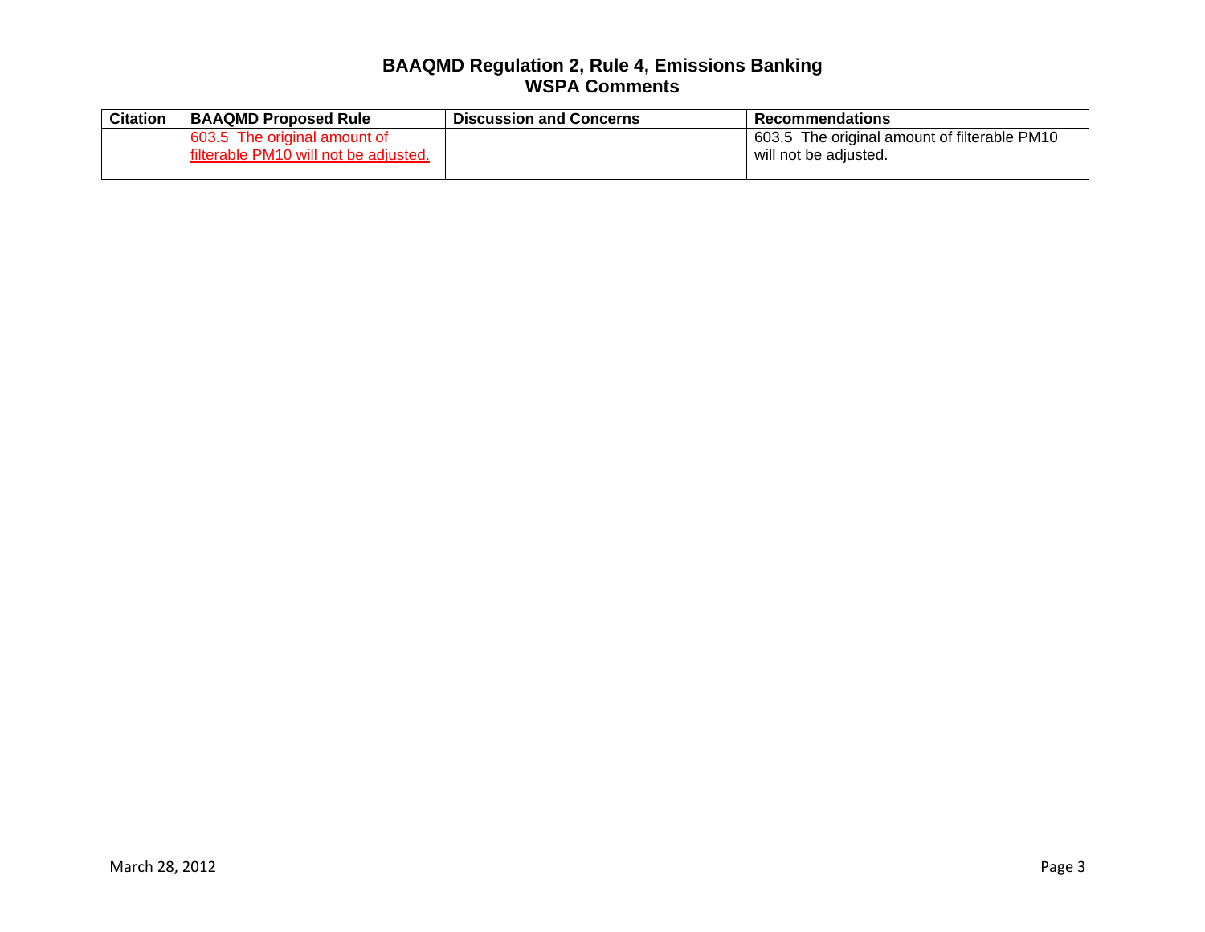# BAAQMD Regulation 2, Rule 4, Emissions Banking
# WSPA Comments

| Citation | BAAQMD Proposed Rule | Discussion and Concerns | Recommendations |
|---|---|---|---|
| | 603.5 The original amount of filterable PM10 will not be adjusted. | | 603.5 The original amount of filterable PM10 will not be adjusted. |

March 28, 2012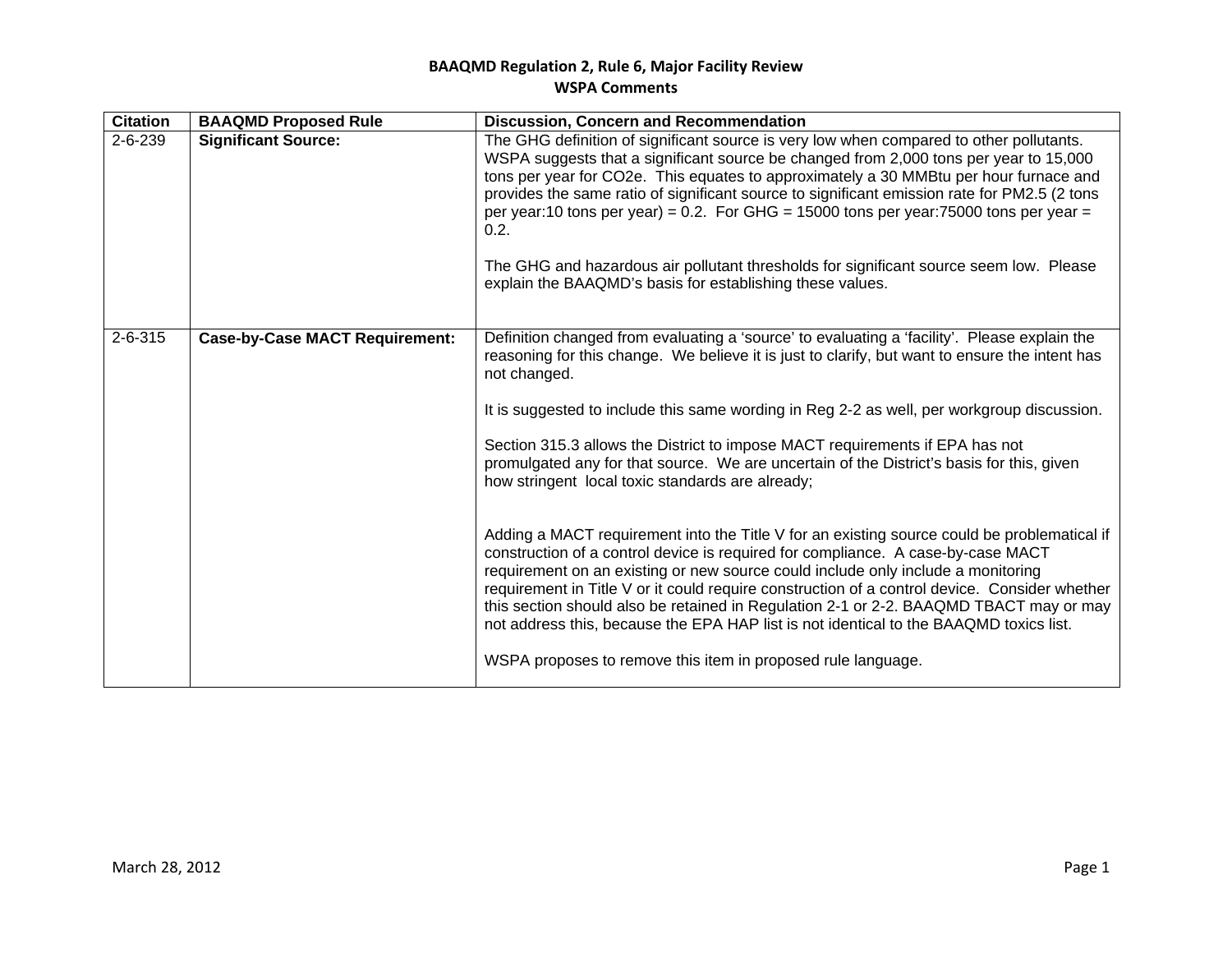# BAAQMD Regulation 2, Rule 6, Major Facility Review
## WSPA Comments

| Citation | BAAQMD Proposed Rule | Discussion, Concern and Recommendation |
|---|---|---|
| 2-6-239 | **Significant Source:** | The GHG definition of significant source is very low when compared to other pollutants. WSPA suggests that a significant source be changed from 2,000 tons per year to 15,000 tons per year for $CO_2e$. This equates to approximately a 30 MMBtu per hour furnace and provides the same ratio of significant source to significant emission rate for $PM_{2.5}$ (2 tons per year:10 tons per year) = 0.2. For GHG = 15000 tons per year:75000 tons per year = 0.2.<br><br>The GHG and hazardous air pollutant thresholds for significant source seem low. Please explain the BAAQMD's basis for establishing these values. |
| 2-6-315 | **Case-by-Case MACT Requirement:** | Definition changed from evaluating a 'source' to evaluating a 'facility'. Please explain the reasoning for this change. We believe it is just to clarify, but want to ensure the intent has not changed.<br><br>It is suggested to include this same wording in Reg 2-2 as well, per workgroup discussion.<br><br>Section 315.3 allows the District to impose MACT requirements if EPA has not promulgated any for that source. We are uncertain of the District's basis for this, given how stringent local toxic standards are already;<br><br>Adding a MACT requirement into the Title V for an existing source could be problematical if construction of a control device is required for compliance. A case-by-case MACT requirement on an existing or new source could include only include a monitoring requirement in Title V or it could require construction of a control device. Consider whether this section should also be retained in Regulation 2-1 or 2-2. BAAQMD TBACT may or may not address this, because the EPA HAP list is not identical to the BAAQMD toxics list.<br><br>WSPA proposes to remove this item in proposed rule language. |

March 28, 2012